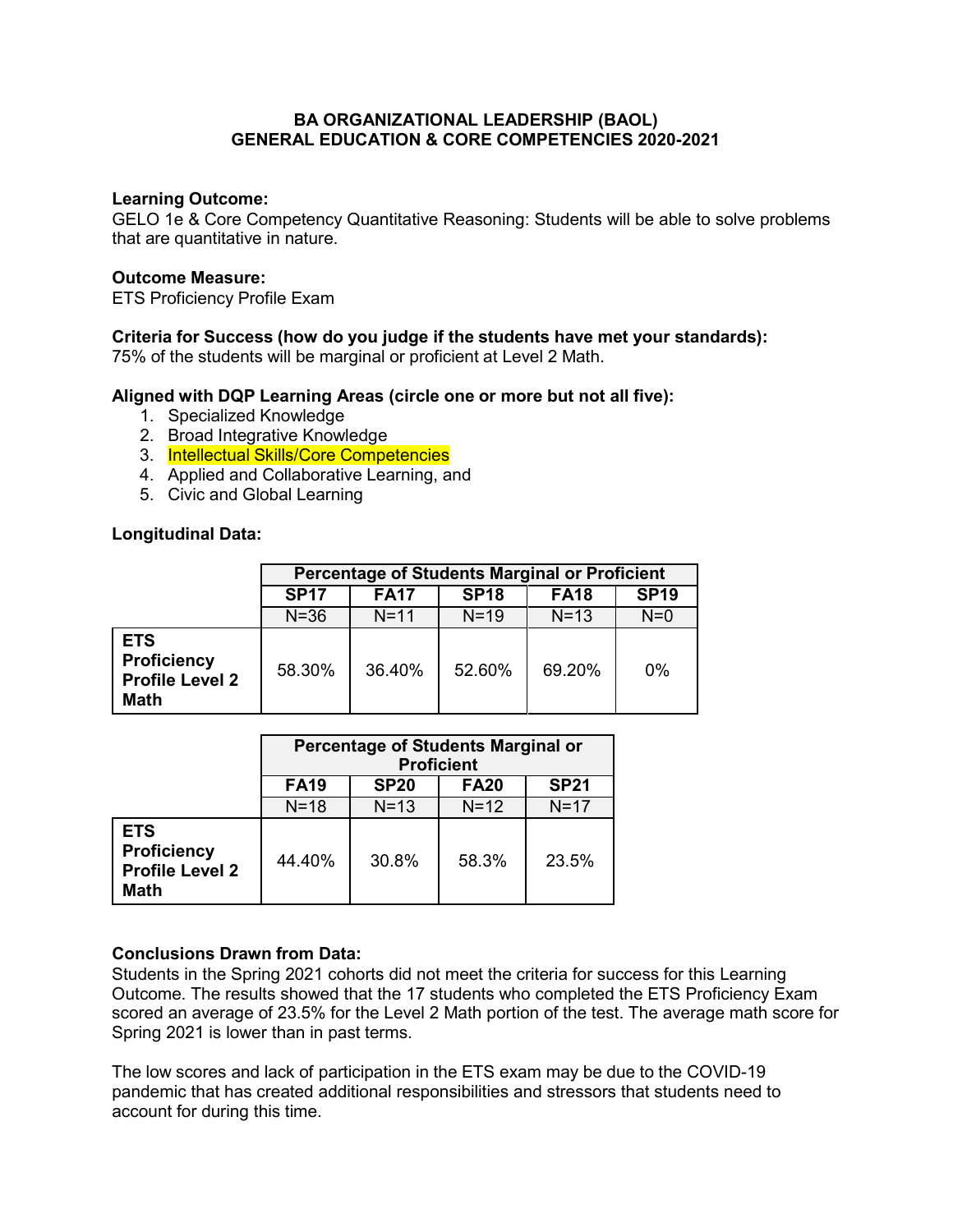# BA ORGANIZATIONAL LEADERSHIP (BAOL)
# GENERAL EDUCATION & CORE COMPETENCIES 2020-2021

**Learning Outcome:**
GELO 1e & Core Competency Quantitative Reasoning: Students will be able to solve problems that are quantitative in nature.

**Outcome Measure:**
ETS Proficiency Profile Exam

**Criteria for Success (how do you judge if the students have met your standards):**
75% of the students will be marginal or proficient at Level 2 Math.

**Aligned with DQP Learning Areas (circle one or more but not all five):**
1. Specialized Knowledge
2. Broad Integrative Knowledge
3. Intellectual Skills/Core Competencies
4. Applied and Collaborative Learning, and
5. Civic and Global Learning

**Longitudinal Data:**

| | Percentage of Students Marginal or Proficient | | | | |
|---|---|---|---|---|---|
| | **SP17** | **FA17** | **SP18** | **FA18** | **SP19** |
| | N=36 | N=11 | N=19 | N=13 | N=0 |
| **ETS Proficiency Profile Level 2 Math** | 58.30% | 36.40% | 52.60% | 69.20% | 0% |

| | Percentage of Students Marginal or Proficient | | | |
|---|---|---|---|---|
| | **FA19** | **SP20** | **FA20** | **SP21** |
| | N=18 | N=13 | N=12 | N=17 |
| **ETS Proficiency Profile Level 2 Math** | 44.40% | 30.8% | 58.3% | 23.5% |

**Conclusions Drawn from Data:**
Students in the Spring 2021 cohorts did not meet the criteria for success for this Learning Outcome. The results showed that the 17 students who completed the ETS Proficiency Exam scored an average of 23.5% for the Level 2 Math portion of the test. The average math score for Spring 2021 is lower than in past terms.

The low scores and lack of participation in the ETS exam may be due to the COVID-19 pandemic that has created additional responsibilities and stressors that students need to account for during this time.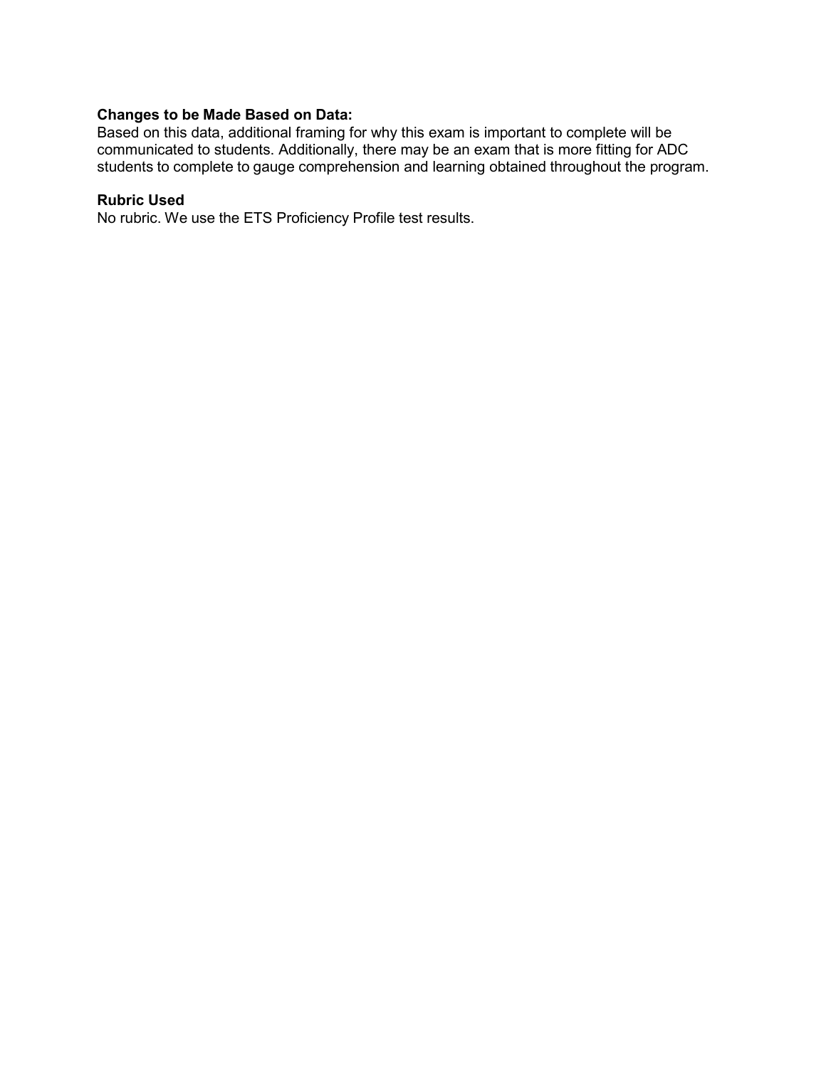**Changes to be Made Based on Data:**
Based on this data, additional framing for why this exam is important to complete will be communicated to students. Additionally, there may be an exam that is more fitting for ADC students to complete to gauge comprehension and learning obtained throughout the program.

**Rubric Used**
No rubric. We use the ETS Proficiency Profile test results.